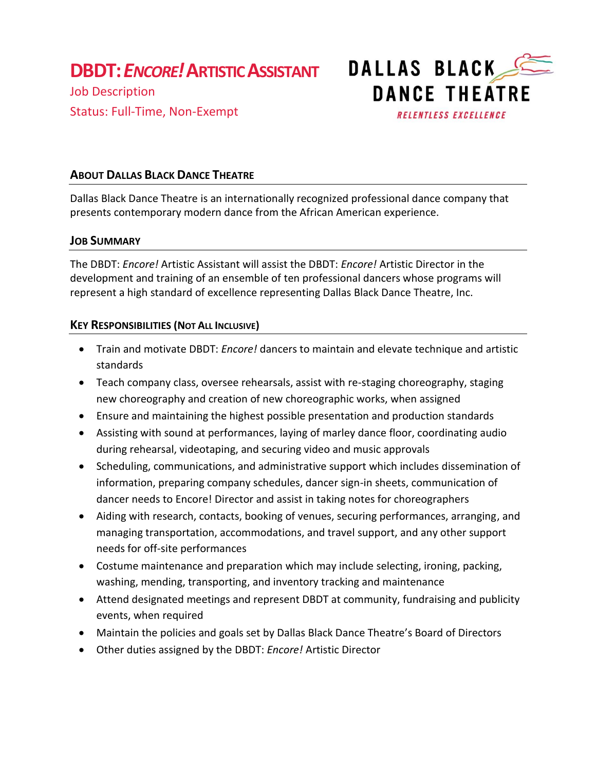# DBDT: *Encore!* Artistic Assistant

Job Description

Status: Full-Time, Non-Exempt

DALLAS BLACK DANCE THEATRE

RELENTLESS EXCELLENCE

## About Dallas Black Dance Theatre

Dallas Black Dance Theatre is an internationally recognized professional dance company that presents contemporary modern dance from the African American experience.

## Job Summary

The DBDT: *Encore!* Artistic Assistant will assist the DBDT: *Encore!* Artistic Director in the development and training of an ensemble of ten professional dancers whose programs will represent a high standard of excellence representing Dallas Black Dance Theatre, Inc.

## Key Responsibilities (Not All Inclusive)

- Train and motivate DBDT: *Encore!* dancers to maintain and elevate technique and artistic standards
- Teach company class, oversee rehearsals, assist with re-staging choreography, staging new choreography and creation of new choreographic works, when assigned
- Ensure and maintaining the highest possible presentation and production standards
- Assisting with sound at performances, laying of marley dance floor, coordinating audio during rehearsal, videotaping, and securing video and music approvals
- Scheduling, communications, and administrative support which includes dissemination of information, preparing company schedules, dancer sign-in sheets, communication of dancer needs to Encore! Director and assist in taking notes for choreographers
- Aiding with research, contacts, booking of venues, securing performances, arranging, and managing transportation, accommodations, and travel support, and any other support needs for off-site performances
- Costume maintenance and preparation which may include selecting, ironing, packing, washing, mending, transporting, and inventory tracking and maintenance
- Attend designated meetings and represent DBDT at community, fundraising and publicity events, when required
- Maintain the policies and goals set by Dallas Black Dance Theatre's Board of Directors
- Other duties assigned by the DBDT: *Encore!* Artistic Director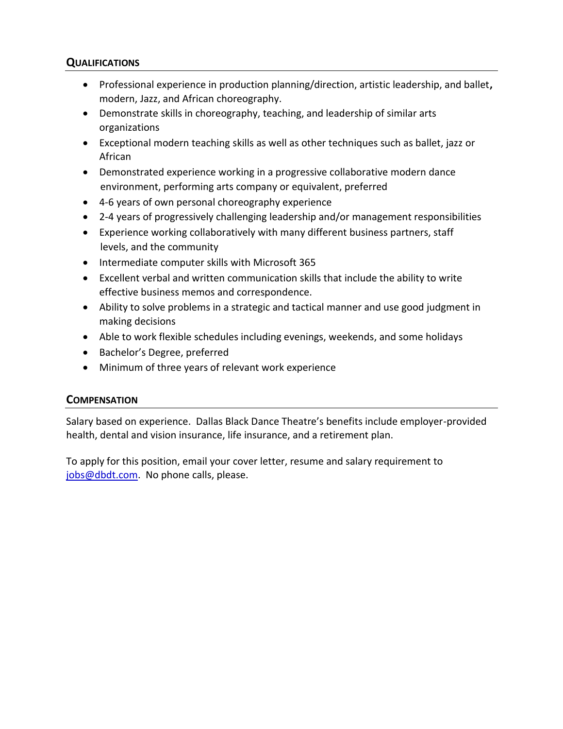## Qualifications

- Professional experience in production planning/direction, artistic leadership, and ballet, modern, Jazz, and African choreography.
- Demonstrate skills in choreography, teaching, and leadership of similar arts organizations
- Exceptional modern teaching skills as well as other techniques such as ballet, jazz or African
- Demonstrated experience working in a progressive collaborative modern dance environment, performing arts company or equivalent, preferred
- 4-6 years of own personal choreography experience
- 2-4 years of progressively challenging leadership and/or management responsibilities
- Experience working collaboratively with many different business partners, staff levels, and the community
- Intermediate computer skills with Microsoft 365
- Excellent verbal and written communication skills that include the ability to write effective business memos and correspondence.
- Ability to solve problems in a strategic and tactical manner and use good judgment in making decisions
- Able to work flexible schedules including evenings, weekends, and some holidays
- Bachelor's Degree, preferred
- Minimum of three years of relevant work experience

## Compensation

Salary based on experience. Dallas Black Dance Theatre's benefits include employer-provided health, dental and vision insurance, life insurance, and a retirement plan.

To apply for this position, email your cover letter, resume and salary requirement to jobs@dbdt.com. No phone calls, please.